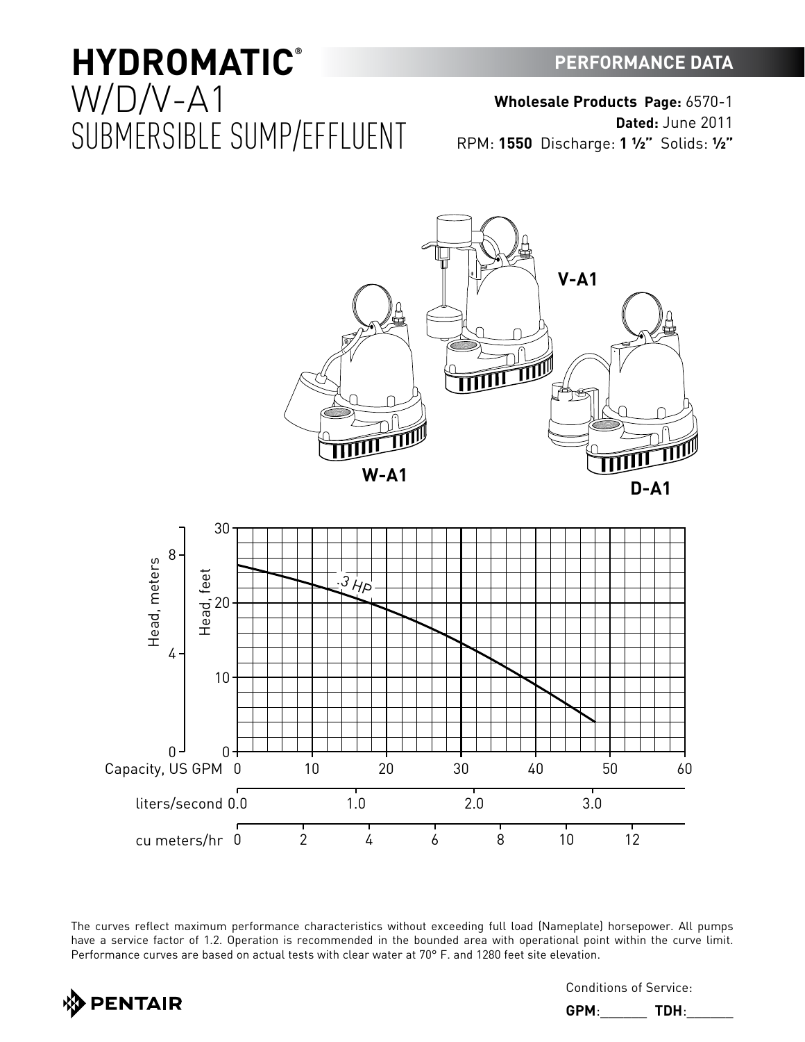# HYDROMATIC®
# W/D/V-A1
# SUBMERSIBLE SUMP/EFFLUENT

**PERFORMANCE DATA**

**Wholesale Products Page:** 6570-1
**Dated:** June 2011
RPM: **1550** Discharge: **1 ½"** Solids: **½"**

V-A1

W-A1

D-A1

Head, meters: 0, 4, 8
Head, feet: 0, 10, 20, 30

.3 HP

Capacity, US GPM: 0, 10, 20, 30, 40, 50, 60
liters/second: 0.0, 1.0, 2.0, 3.0
cu meters/hr: 0, 2, 4, 6, 8, 10, 12

The curves reflect maximum performance characteristics without exceeding full load (Nameplate) horsepower. All pumps have a service factor of 1.2. Operation is recommended in the bounded area with operational point within the curve limit. Performance curves are based on actual tests with clear water at 70° F. and 1280 feet site elevation.

PENTAIR

Conditions of Service:

**GPM**:______ **TDH**:______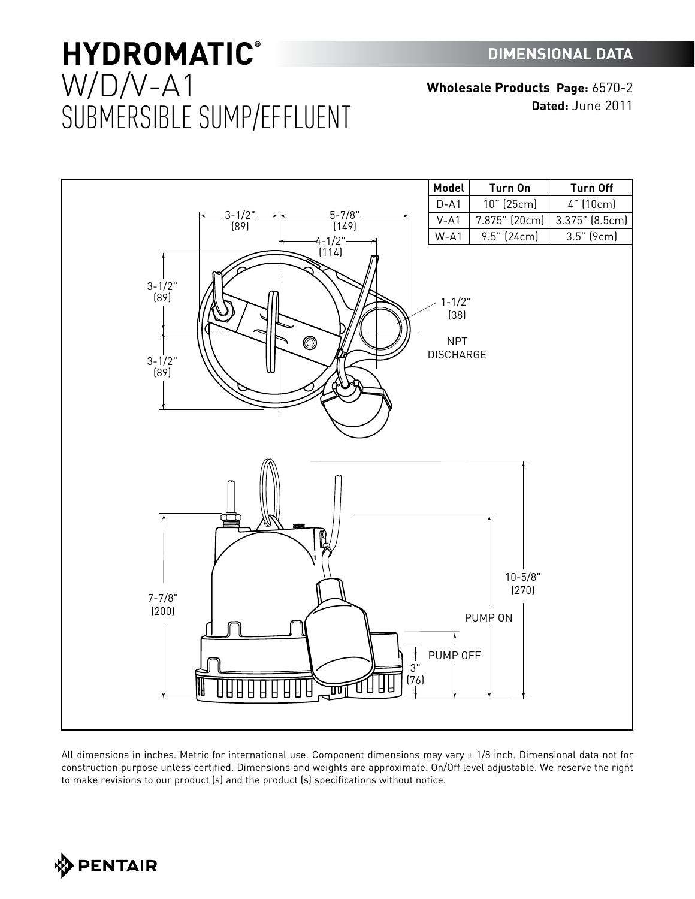# HYDROMATIC®

# W/D/V-A1 SUBMERSIBLE SUMP/EFFLUENT

## DIMENSIONAL DATA

**Wholesale Products** **Page:** 6570-2
**Dated:** June 2011

| Model | Turn On | Turn Off |
|---|---|---|
| D-A1 | 10" (25cm) | 4" (10cm) |
| V-A1 | 7.875" (20cm) | 3.375" (8.5cm) |
| W-A1 | 9.5" (24cm) | 3.5" (9cm) |

3-1/2" (89)
5-7/8" (149)
4-1/2" (114)
3-1/2" (89)
3-1/2" (89)
1-1/2" (38) NPT DISCHARGE

7-7/8" (200)
10-5/8" (270)
PUMP ON
PUMP OFF
3" (76)

All dimensions in inches. Metric for international use. Component dimensions may vary ± 1/8 inch. Dimensional data not for construction purpose unless certified. Dimensions and weights are approximate. On/Off level adjustable. We reserve the right to make revisions to our product (s) and the product (s) specifications without notice.

PENTAIR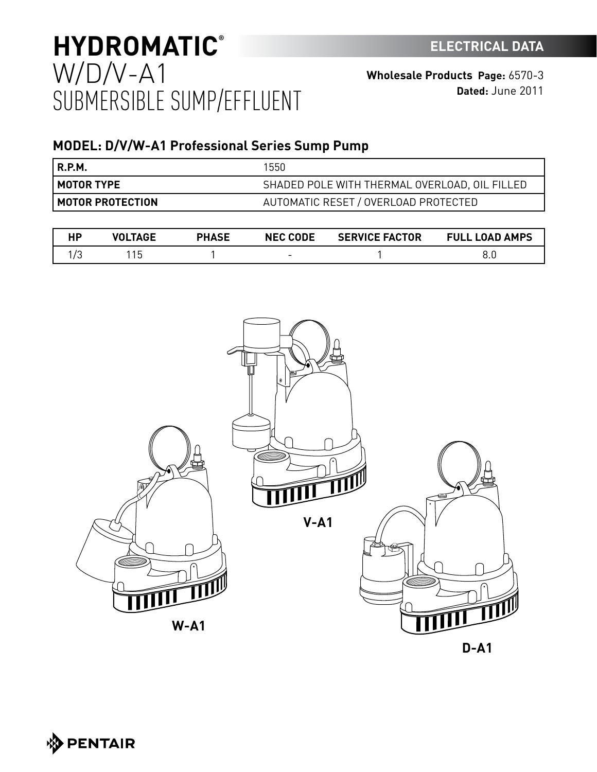# HYDROMATIC®
# W/D/V-A1
# SUBMERSIBLE SUMP/EFFLUENT

**ELECTRICAL DATA**

**Wholesale Products Page:** 6570-3
**Dated:** June 2011

## MODEL: D/V/W-A1 Professional Series Sump Pump

| | |
|---|---|
| **R.P.M.** | 1550 |
| **MOTOR TYPE** | SHADED POLE WITH THERMAL OVERLOAD, OIL FILLED |
| **MOTOR PROTECTION** | AUTOMATIC RESET / OVERLOAD PROTECTED |

| HP | VOLTAGE | PHASE | NEC CODE | SERVICE FACTOR | FULL LOAD AMPS |
|---|---|---|---|---|---|
| 1/3 | 115 | 1 | - | 1 | 8.0 |

V-A1

W-A1

D-A1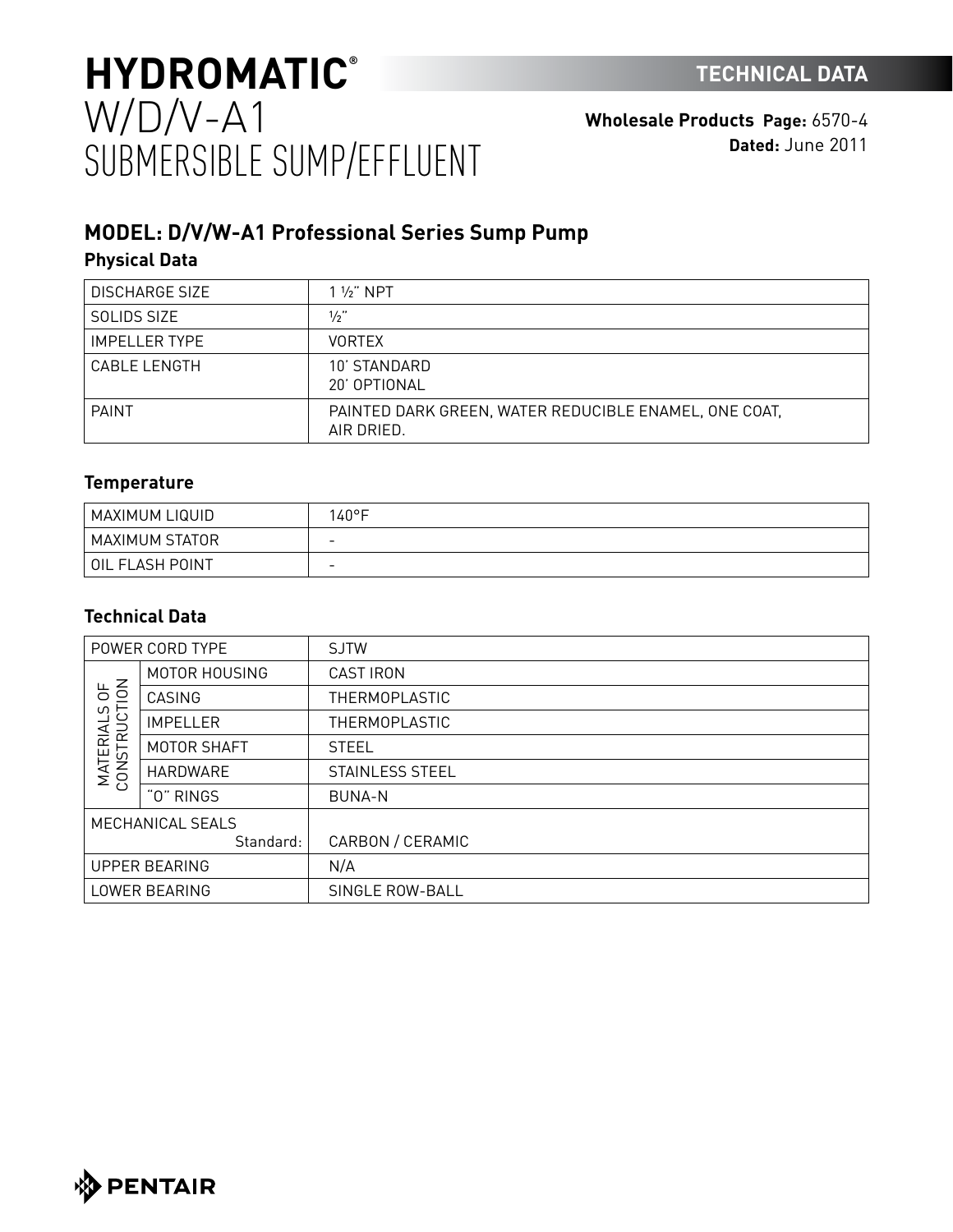# HYDROMATIC®
# W/D/V-A1
# SUBMERSIBLE SUMP/EFFLUENT

**TECHNICAL DATA**

**Wholesale Products Page:** 6570-4
**Dated:** June 2011

## MODEL: D/V/W-A1 Professional Series Sump Pump

### Physical Data

| | |
|---|---|
| DISCHARGE SIZE | 1 ½" NPT |
| SOLIDS SIZE | ½" |
| IMPELLER TYPE | VORTEX |
| CABLE LENGTH | 10' STANDARD<br>20' OPTIONAL |
| PAINT | PAINTED DARK GREEN, WATER REDUCIBLE ENAMEL, ONE COAT, AIR DRIED. |

### Temperature

| | |
|---|---|
| MAXIMUM LIQUID | 140°F |
| MAXIMUM STATOR | - |
| OIL FLASH POINT | - |

### Technical Data

| | | |
|---|---|---|
| POWER CORD TYPE | | SJTW |
| MATERIALS OF CONSTRUCTION | MOTOR HOUSING | CAST IRON |
| | CASING | THERMOPLASTIC |
| | IMPELLER | THERMOPLASTIC |
| | MOTOR SHAFT | STEEL |
| | HARDWARE | STAINLESS STEEL |
| | "O" RINGS | BUNA-N |
| MECHANICAL SEALS | Standard: | CARBON / CERAMIC |
| UPPER BEARING | | N/A |
| LOWER BEARING | | SINGLE ROW-BALL |

PENTAIR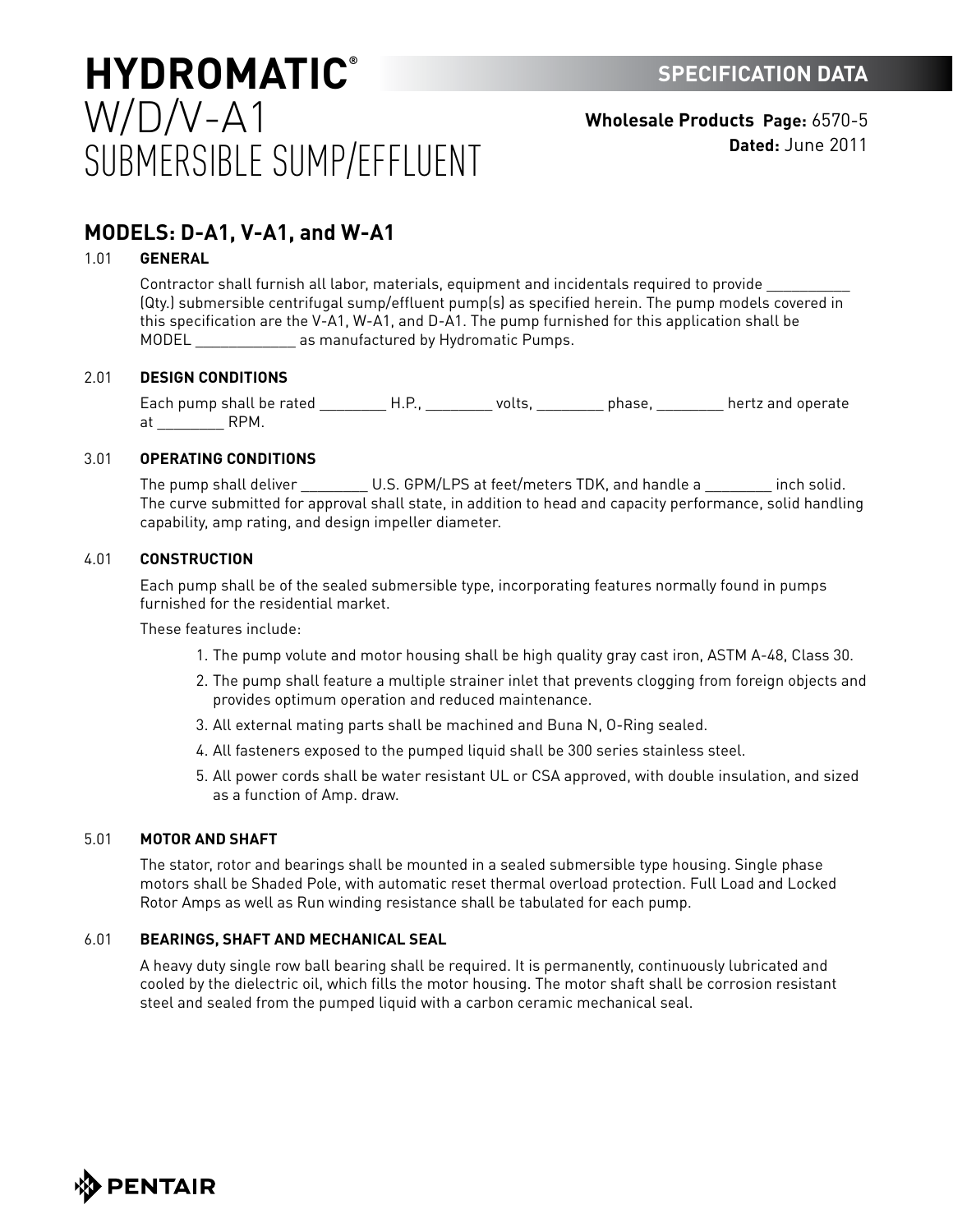# HYDROMATIC®
# W/D/V-A1
# SUBMERSIBLE SUMP/EFFLUENT

**SPECIFICATION DATA**

**Wholesale Products Page:** 6570-5
**Dated:** June 2011

## MODELS: D-A1, V-A1, and W-A1

### 1.01 GENERAL

Contractor shall furnish all labor, materials, equipment and incidentals required to provide __________ (Qty.) submersible centrifugal sump/effluent pump(s) as specified herein. The pump models covered in this specification are the V-A1, W-A1, and D-A1. The pump furnished for this application shall be MODEL ____________ as manufactured by Hydromatic Pumps.

### 2.01 DESIGN CONDITIONS

Each pump shall be rated ________ H.P., ________ volts, ________ phase, ________ hertz and operate at ________ RPM.

### 3.01 OPERATING CONDITIONS

The pump shall deliver ________ U.S. GPM/LPS at feet/meters TDK, and handle a ________ inch solid. The curve submitted for approval shall state, in addition to head and capacity performance, solid handling capability, amp rating, and design impeller diameter.

### 4.01 CONSTRUCTION

Each pump shall be of the sealed submersible type, incorporating features normally found in pumps furnished for the residential market.

These features include:

1. The pump volute and motor housing shall be high quality gray cast iron, ASTM A-48, Class 30.
2. The pump shall feature a multiple strainer inlet that prevents clogging from foreign objects and provides optimum operation and reduced maintenance.
3. All external mating parts shall be machined and Buna N, O-Ring sealed.
4. All fasteners exposed to the pumped liquid shall be 300 series stainless steel.
5. All power cords shall be water resistant UL or CSA approved, with double insulation, and sized as a function of Amp. draw.

### 5.01 MOTOR AND SHAFT

The stator, rotor and bearings shall be mounted in a sealed submersible type housing. Single phase motors shall be Shaded Pole, with automatic reset thermal overload protection. Full Load and Locked Rotor Amps as well as Run winding resistance shall be tabulated for each pump.

### 6.01 BEARINGS, SHAFT AND MECHANICAL SEAL

A heavy duty single row ball bearing shall be required. It is permanently, continuously lubricated and cooled by the dielectric oil, which fills the motor housing. The motor shaft shall be corrosion resistant steel and sealed from the pumped liquid with a carbon ceramic mechanical seal.

PENTAIR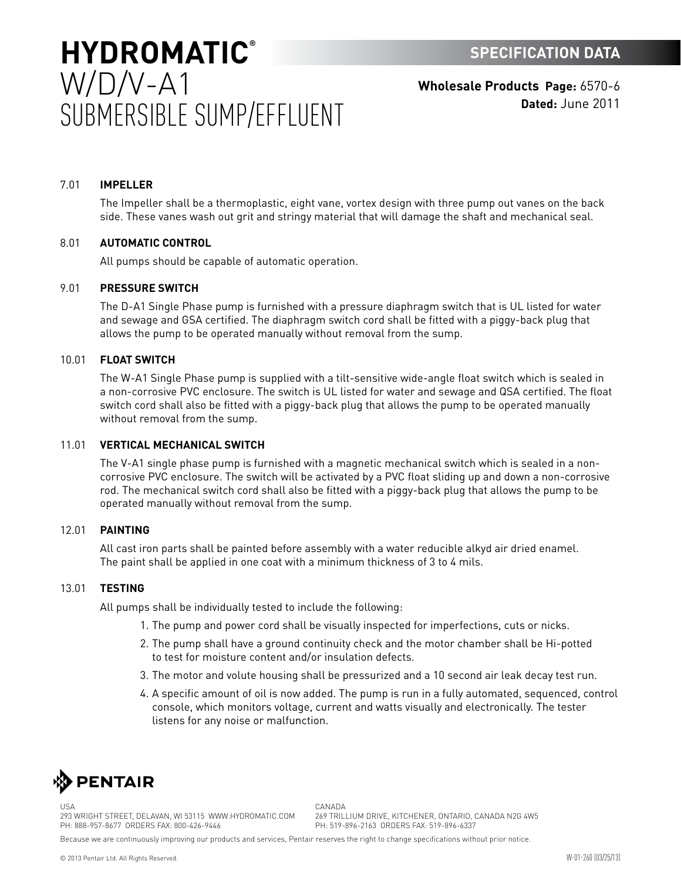# HYDROMATIC® W/D/V-A1 SUBMERSIBLE SUMP/EFFLUENT

**SPECIFICATION DATA**

**Wholesale Products Page:** 6570-6
**Dated:** June 2011

7.01 **IMPELLER**

The Impeller shall be a thermoplastic, eight vane, vortex design with three pump out vanes on the back side. These vanes wash out grit and stringy material that will damage the shaft and mechanical seal.

8.01 **AUTOMATIC CONTROL**

All pumps should be capable of automatic operation.

9.01 **PRESSURE SWITCH**

The D-A1 Single Phase pump is furnished with a pressure diaphragm switch that is UL listed for water and sewage and GSA certified. The diaphragm switch cord shall be fitted with a piggy-back plug that allows the pump to be operated manually without removal from the sump.

10.01 **FLOAT SWITCH**

The W-A1 Single Phase pump is supplied with a tilt-sensitive wide-angle float switch which is sealed in a non-corrosive PVC enclosure. The switch is UL listed for water and sewage and QSA certified. The float switch cord shall also be fitted with a piggy-back plug that allows the pump to be operated manually without removal from the sump.

11.01 **VERTICAL MECHANICAL SWITCH**

The V-A1 single phase pump is furnished with a magnetic mechanical switch which is sealed in a non-corrosive PVC enclosure. The switch will be activated by a PVC float sliding up and down a non-corrosive rod. The mechanical switch cord shall also be fitted with a piggy-back plug that allows the pump to be operated manually without removal from the sump.

12.01 **PAINTING**

All cast iron parts shall be painted before assembly with a water reducible alkyd air dried enamel. The paint shall be applied in one coat with a minimum thickness of 3 to 4 mils.

13.01 **TESTING**

All pumps shall be individually tested to include the following:

1. The pump and power cord shall be visually inspected for imperfections, cuts or nicks.
2. The pump shall have a ground continuity check and the motor chamber shall be Hi-potted to test for moisture content and/or insulation defects.
3. The motor and volute housing shall be pressurized and a 10 second air leak decay test run.
4. A specific amount of oil is now added. The pump is run in a fully automated, sequenced, control console, which monitors voltage, current and watts visually and electronically. The tester listens for any noise or malfunction.

PENTAIR

USA
293 WRIGHT STREET, DELAVAN, WI 53115 WWW.HYDROMATIC.COM
PH: 888-957-8677 ORDERS FAX: 800-426-9446

CANADA
269 TRILLIUM DRIVE, KITCHENER, ONTARIO, CANADA N2G 4W5
PH: 519-896-2163 ORDERS FAX: 519-896-6337

Because we are continuously improving our products and services, Pentair reserves the right to change specifications without prior notice.

© 2013 Pentair Ltd. All Rights Reserved.

W-01-260 (03/25/13)